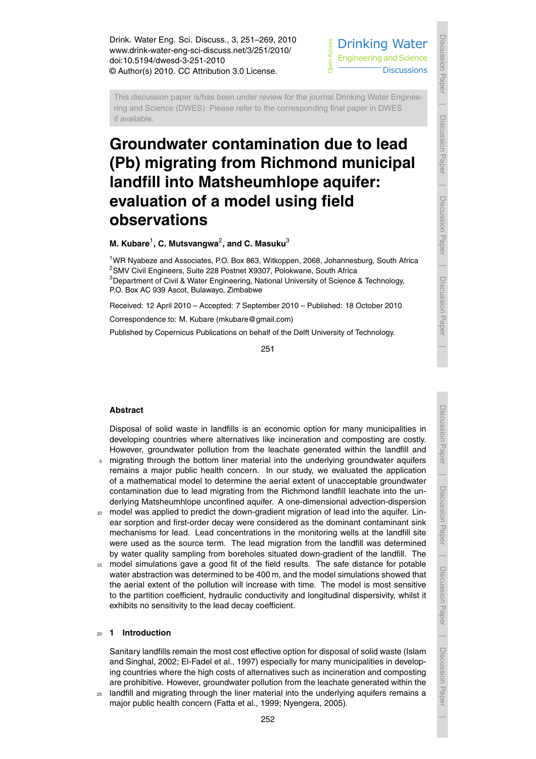Drink. Water Eng. Sci. Discuss., 3, 251–269, 2010
www.drink-water-eng-sci-discuss.net/3/251/2010/
doi:10.5194/dwesd-3-251-2010
© Author(s) 2010. CC Attribution 3.0 License.

This discussion paper is/has been under review for the journal Drinking Water Engineering and Science (DWES). Please refer to the corresponding final paper in DWES if available.

# Groundwater contamination due to lead (Pb) migrating from Richmond municipal landfill into Matsheumhlope aquifer: evaluation of a model using field observations

**M. Kubare[1], C. Mutsvangwa[2], and C. Masuku[3]**

[1]WR Nyabeze and Associates, P.O. Box 863, Witkoppen, 2068, Johannesburg, South Africa
[2]SMV Civil Engineers, Suite 228 Postnet X9307, Polokwane, South Africa
[3]Department of Civil & Water Engineering, National University of Science & Technology, P.O. Box AC 939 Ascot, Bulawayo, Zimbabwe

Received: 12 April 2010 – Accepted: 7 September 2010 – Published: 18 October 2010

Correspondence to: M. Kubare (mkubare@gmail.com)

Published by Copernicus Publications on behalf of the Delft University of Technology.

## Abstract

Disposal of solid waste in landfills is an economic option for many municipalities in developing countries where alternatives like incineration and composting are costly. However, groundwater pollution from the leachate generated within the landfill and migrating through the bottom liner material into the underlying groundwater aquifers remains a major public health concern. In our study, we evaluated the application of a mathematical model to determine the aerial extent of unacceptable groundwater contamination due to lead migrating from the Richmond landfill leachate into the underlying Matsheumhlope unconfined aquifer. A one-dimensional advection-dispersion model was applied to predict the down-gradient migration of lead into the aquifer. Linear sorption and first-order decay were considered as the dominant contaminant sink mechanisms for lead. Lead concentrations in the monitoring wells at the landfill site were used as the source term. The lead migration from the landfill was determined by water quality sampling from boreholes situated down-gradient of the landfill. The model simulations gave a good fit of the field results. The safe distance for potable water abstraction was determined to be 400 m, and the model simulations showed that the aerial extent of the pollution will increase with time. The model is most sensitive to the partition coefficient, hydraulic conductivity and longitudinal dispersivity, whilst it exhibits no sensitivity to the lead decay coefficient.

## 1 Introduction

Sanitary landfills remain the most cost effective option for disposal of solid waste (Islam and Singhal, 2002; El-Fadel et al., 1997) especially for many municipalities in developing countries where the high costs of alternatives such as incineration and composting are prohibitive. However, groundwater pollution from the leachate generated within the landfill and migrating through the liner material into the underlying aquifers remains a major public health concern (Fatta et al., 1999; Nyengera, 2005).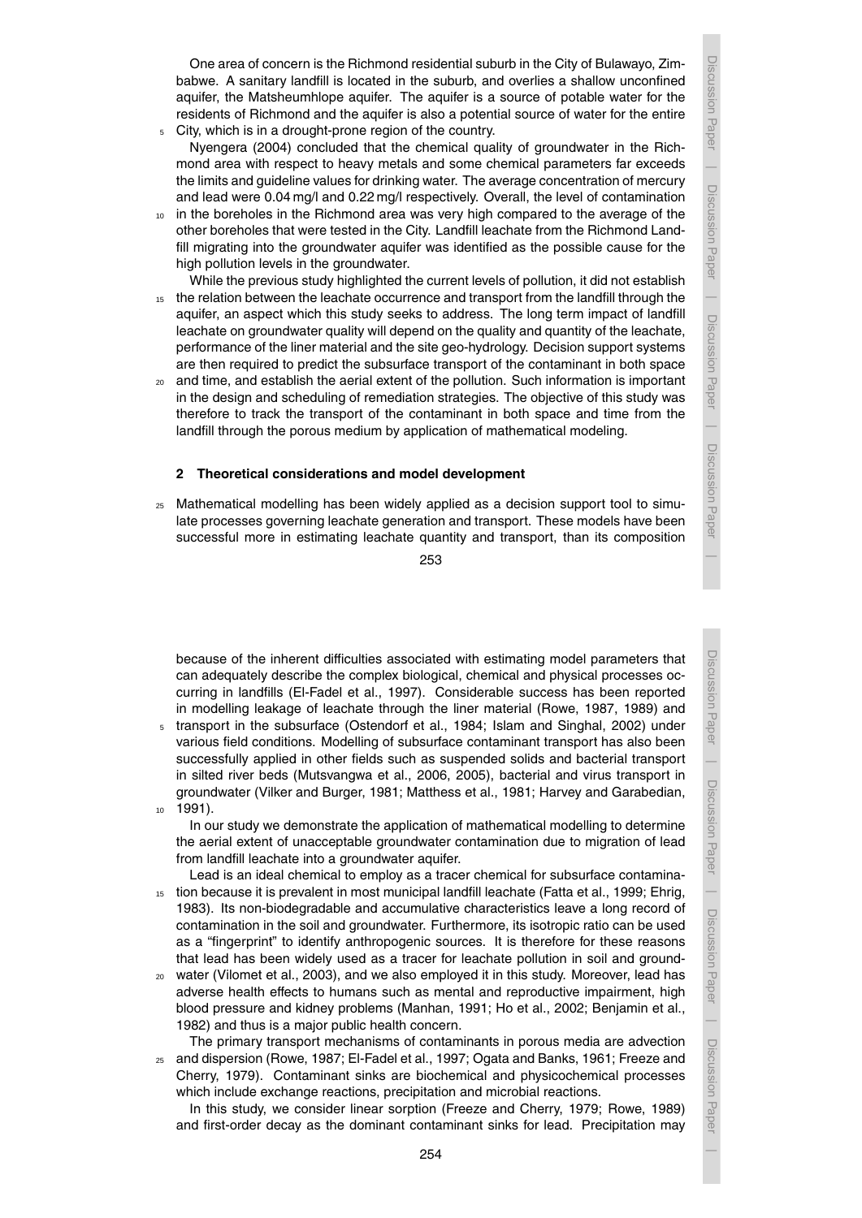One area of concern is the Richmond residential suburb in the City of Bulawayo, Zimbabwe. A sanitary landfill is located in the suburb, and overlies a shallow unconfined aquifer, the Matsheumhlope aquifer. The aquifer is a source of potable water for the residents of Richmond and the aquifer is also a potential source of water for the entire City, which is in a drought-prone region of the country.

Nyengera (2004) concluded that the chemical quality of groundwater in the Richmond area with respect to heavy metals and some chemical parameters far exceeds the limits and guideline values for drinking water. The average concentration of mercury and lead were 0.04 mg/l and 0.22 mg/l respectively. Overall, the level of contamination in the boreholes in the Richmond area was very high compared to the average of the other boreholes that were tested in the City. Landfill leachate from the Richmond Landfill migrating into the groundwater aquifer was identified as the possible cause for the high pollution levels in the groundwater.

While the previous study highlighted the current levels of pollution, it did not establish the relation between the leachate occurrence and transport from the landfill through the aquifer, an aspect which this study seeks to address. The long term impact of landfill leachate on groundwater quality will depend on the quality and quantity of the leachate, performance of the liner material and the site geo-hydrology. Decision support systems are then required to predict the subsurface transport of the contaminant in both space and time, and establish the aerial extent of the pollution. Such information is important in the design and scheduling of remediation strategies. The objective of this study was therefore to track the transport of the contaminant in both space and time from the landfill through the porous medium by application of mathematical modeling.

## 2 Theoretical considerations and model development

Mathematical modelling has been widely applied as a decision support tool to simulate processes governing leachate generation and transport. These models have been successful more in estimating leachate quantity and transport, than its composition because of the inherent difficulties associated with estimating model parameters that can adequately describe the complex biological, chemical and physical processes occurring in landfills (El-Fadel et al., 1997). Considerable success has been reported in modelling leakage of leachate through the liner material (Rowe, 1987, 1989) and transport in the subsurface (Ostendorf et al., 1984; Islam and Singhal, 2002) under various field conditions. Modelling of subsurface contaminant transport has also been successfully applied in other fields such as suspended solids and bacterial transport in silted river beds (Mutsvangwa et al., 2006, 2005), bacterial and virus transport in groundwater (Vilker and Burger, 1981; Matthess et al., 1981; Harvey and Garabedian, 1991).

In our study we demonstrate the application of mathematical modelling to determine the aerial extent of unacceptable groundwater contamination due to migration of lead from landfill leachate into a groundwater aquifer.

Lead is an ideal chemical to employ as a tracer chemical for subsurface contamination because it is prevalent in most municipal landfill leachate (Fatta et al., 1999; Ehrig, 1983). Its non-biodegradable and accumulative characteristics leave a long record of contamination in the soil and groundwater. Furthermore, its isotropic ratio can be used as a "fingerprint" to identify anthropogenic sources. It is therefore for these reasons that lead has been widely used as a tracer for leachate pollution in soil and groundwater (Vilomet et al., 2003), and we also employed it in this study. Moreover, lead has adverse health effects to humans such as mental and reproductive impairment, high blood pressure and kidney problems (Manhan, 1991; Ho et al., 2002; Benjamin et al., 1982) and thus is a major public health concern.

The primary transport mechanisms of contaminants in porous media are advection and dispersion (Rowe, 1987; El-Fadel et al., 1997; Ogata and Banks, 1961; Freeze and Cherry, 1979). Contaminant sinks are biochemical and physicochemical processes which include exchange reactions, precipitation and microbial reactions.

In this study, we consider linear sorption (Freeze and Cherry, 1979; Rowe, 1989) and first-order decay as the dominant contaminant sinks for lead. Precipitation may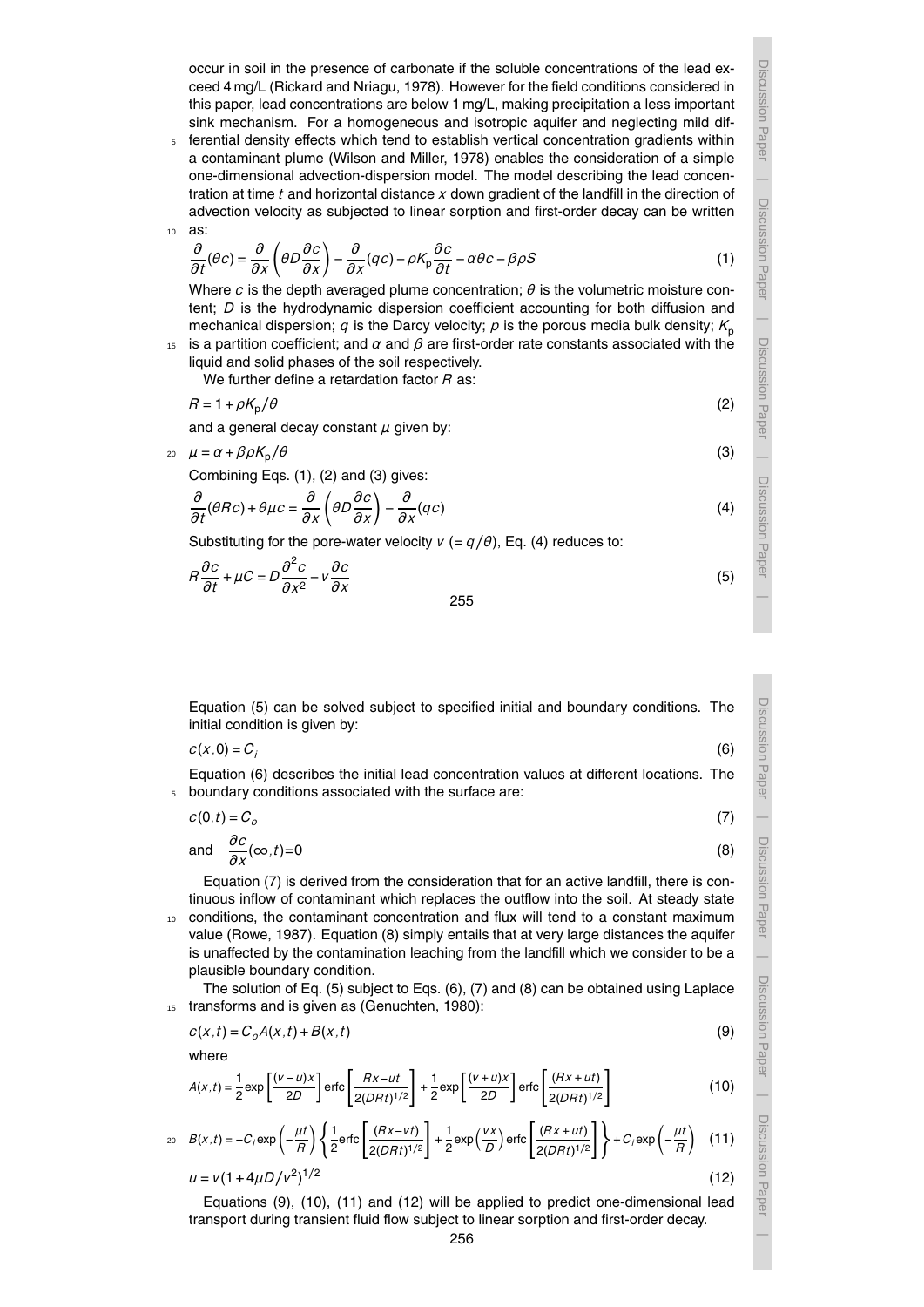occur in soil in the presence of carbonate if the soluble concentrations of the lead exceed 4 mg/L (Rickard and Nriagu, 1978). However for the field conditions considered in this paper, lead concentrations are below 1 mg/L, making precipitation a less important sink mechanism. For a homogeneous and isotropic aquifer and neglecting mild differential density effects which tend to establish vertical concentration gradients within a contaminant plume (Wilson and Miller, 1978) enables the consideration of a simple one-dimensional advection-dispersion model. The model describing the lead concentration at time $t$ and horizontal distance $x$ down gradient of the landfill in the direction of advection velocity as subjected to linear sorption and first-order decay can be written as:

$$\frac{\partial}{\partial t}(\theta c) = \frac{\partial}{\partial x}\left(\theta D \frac{\partial c}{\partial x}\right) - \frac{\partial}{\partial x}(qc) - \rho K_p \frac{\partial c}{\partial t} - \alpha \theta c - \beta \rho S \tag{1}$$

Where $c$ is the depth averaged plume concentration; $\theta$ is the volumetric moisture content; $D$ is the hydrodynamic dispersion coefficient accounting for both diffusion and mechanical dispersion; $q$ is the Darcy velocity; $\rho$ is the porous media bulk density; $K_p$ is a partition coefficient; and $\alpha$ and $\beta$ are first-order rate constants associated with the liquid and solid phases of the soil respectively.

We further define a retardation factor $R$ as:

$$R = 1 + \rho K_p / \theta \tag{2}$$

and a general decay constant $\mu$ given by:

$$\mu = \alpha + \beta \rho K_p / \theta \tag{3}$$

Combining Eqs. (1), (2) and (3) gives:

$$\frac{\partial}{\partial t}(\theta R c) + \theta \mu c = \frac{\partial}{\partial x}\left(\theta D \frac{\partial c}{\partial x}\right) - \frac{\partial}{\partial x}(qc) \tag{4}$$

Substituting for the pore-water velocity $v$ ($= q/\theta$), Eq. (4) reduces to:

$$R\frac{\partial c}{\partial t} + \mu C = D\frac{\partial^2 c}{\partial x^2} - v\frac{\partial c}{\partial x} \tag{5}$$

Equation (5) can be solved subject to specified initial and boundary conditions. The initial condition is given by:

$$c(x,0) = C_i \tag{6}$$

Equation (6) describes the initial lead concentration values at different locations. The boundary conditions associated with the surface are:

$$c(0,t) = C_o \tag{7}$$

$$\text{and} \quad \frac{\partial c}{\partial x}(\infty, t) = 0 \tag{8}$$

Equation (7) is derived from the consideration that for an active landfill, there is continuous inflow of contaminant which replaces the outflow into the soil. At steady state conditions, the contaminant concentration and flux will tend to a constant maximum value (Rowe, 1987). Equation (8) simply entails that at very large distances the aquifer is unaffected by the contamination leaching from the landfill which we consider to be a plausible boundary condition.

The solution of Eq. (5) subject to Eqs. (6), (7) and (8) can be obtained using Laplace transforms and is given as (Genuchten, 1980):

$$c(x,t) = C_o A(x,t) + B(x,t) \tag{9}$$

where

$$A(x,t) = \frac{1}{2}\exp\left[\frac{(v-u)x}{2D}\right]\operatorname{erfc}\left[\frac{Rx-ut}{2(DRt)^{1/2}}\right] + \frac{1}{2}\exp\left[\frac{(v+u)x}{2D}\right]\operatorname{erfc}\left[\frac{(Rx+ut)}{2(DRt)^{1/2}}\right] \tag{10}$$

$$B(x,t) = -C_i \exp\left(-\frac{\mu t}{R}\right)\left\{\frac{1}{2}\operatorname{erfc}\left[\frac{(Rx-vt)}{2(DRt)^{1/2}}\right] + \frac{1}{2}\exp\left(\frac{vx}{D}\right)\operatorname{erfc}\left[\frac{(Rx+ut)}{2(DRt)^{1/2}}\right]\right\} + C_i \exp\left(-\frac{\mu t}{R}\right) \tag{11}$$

$$u = v(1 + 4\mu D/v^2)^{1/2} \tag{12}$$

Equations (9), (10), (11) and (12) will be applied to predict one-dimensional lead transport during transient fluid flow subject to linear sorption and first-order decay.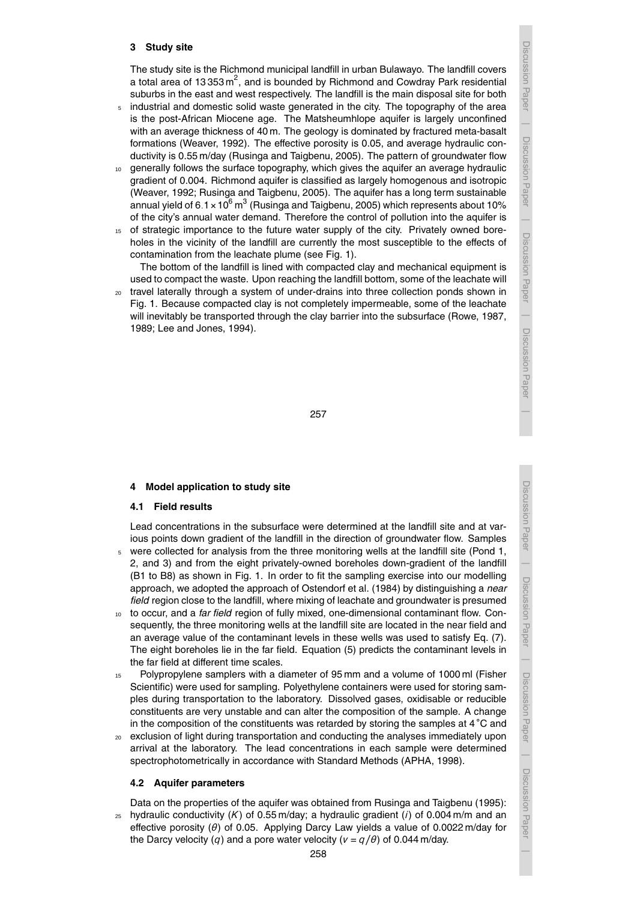## 3 Study site

The study site is the Richmond municipal landfill in urban Bulawayo. The landfill covers a total area of 13 353 $m^2$, and is bounded by Richmond and Cowdray Park residential suburbs in the east and west respectively. The landfill is the main disposal site for both industrial and domestic solid waste generated in the city. The topography of the area is the post-African Miocene age. The Matsheumhlope aquifer is largely unconfined with an average thickness of 40 m. The geology is dominated by fractured meta-basalt formations (Weaver, 1992). The effective porosity is 0.05, and average hydraulic conductivity is 0.55 m/day (Rusinga and Taigbenu, 2005). The pattern of groundwater flow generally follows the surface topography, which gives the aquifer an average hydraulic gradient of 0.004. Richmond aquifer is classified as largely homogenous and isotropic (Weaver, 1992; Rusinga and Taigbenu, 2005). The aquifer has a long term sustainable annual yield of $6.1 \times 10^6$ $m^3$ (Rusinga and Taigbenu, 2005) which represents about 10% of the city's annual water demand. Therefore the control of pollution into the aquifer is of strategic importance to the future water supply of the city. Privately owned boreholes in the vicinity of the landfill are currently the most susceptible to the effects of contamination from the leachate plume (see Fig. 1).

The bottom of the landfill is lined with compacted clay and mechanical equipment is used to compact the waste. Upon reaching the landfill bottom, some of the leachate will travel laterally through a system of under-drains into three collection ponds shown in Fig. 1. Because compacted clay is not completely impermeable, some of the leachate will inevitably be transported through the clay barrier into the subsurface (Rowe, 1987, 1989; Lee and Jones, 1994).

## 4 Model application to study site

### 4.1 Field results

Lead concentrations in the subsurface were determined at the landfill site and at various points down gradient of the landfill in the direction of groundwater flow. Samples were collected for analysis from the three monitoring wells at the landfill site (Pond 1, 2, and 3) and from the eight privately-owned boreholes down-gradient of the landfill (B1 to B8) as shown in Fig. 1. In order to fit the sampling exercise into our modelling approach, we adopted the approach of Ostendorf et al. (1984) by distinguishing a *near field* region close to the landfill, where mixing of leachate and groundwater is presumed to occur, and a *far field* region of fully mixed, one-dimensional contaminant flow. Consequently, the three monitoring wells at the landfill site are located in the near field and an average value of the contaminant levels in these wells was used to satisfy Eq. (7). The eight boreholes lie in the far field. Equation (5) predicts the contaminant levels in the far field at different time scales.

Polypropylene samplers with a diameter of 95 mm and a volume of 1000 ml (Fisher Scientific) were used for sampling. Polyethylene containers were used for storing samples during transportation to the laboratory. Dissolved gases, oxidisable or reducible constituents are very unstable and can alter the composition of the sample. A change in the composition of the constituents was retarded by storing the samples at 4 °C and exclusion of light during transportation and conducting the analyses immediately upon arrival at the laboratory. The lead concentrations in each sample were determined spectrophotometrically in accordance with Standard Methods (APHA, 1998).

### 4.2 Aquifer parameters

Data on the properties of the aquifer was obtained from Rusinga and Taigbenu (1995): hydraulic conductivity ($K$) of 0.55 m/day; a hydraulic gradient ($i$) of 0.004 m/m and an effective porosity ($\theta$) of 0.05. Applying Darcy Law yields a value of 0.0022 m/day for the Darcy velocity ($q$) and a pore water velocity ($v = q/\theta$) of 0.044 m/day.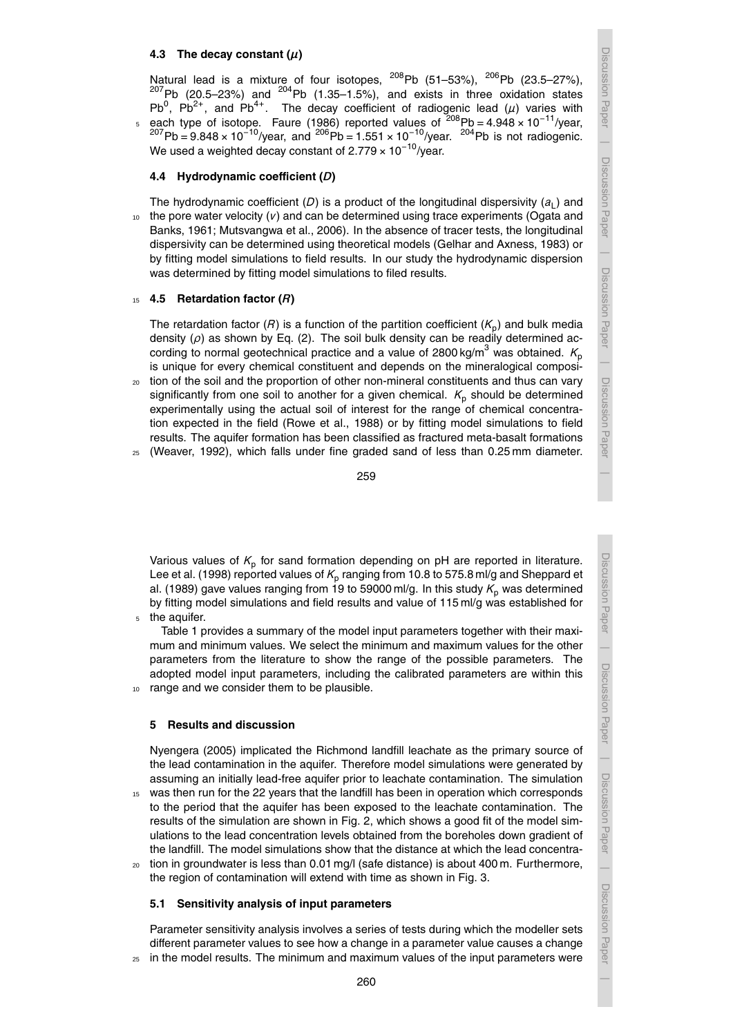### 4.3 The decay constant ($\mu$)

Natural lead is a mixture of four isotopes, $^{208}Pb$ (51–53%), $^{206}Pb$ (23.5–27%), $^{207}Pb$ (20.5–23%) and $^{204}Pb$ (1.35–1.5%), and exists in three oxidation states $Pb^0$, $Pb^{2+}$, and $Pb^{4+}$. The decay coefficient of radiogenic lead ($\mu$) varies with each type of isotope. Faure (1986) reported values of $^{208}Pb = 4.948 \times 10^{-11}$/year, $^{207}Pb = 9.848 \times 10^{-10}$/year, and $^{206}Pb = 1.551 \times 10^{-10}$/year. $^{204}Pb$ is not radiogenic. We used a weighted decay constant of $2.779 \times 10^{-10}$/year.

### 4.4 Hydrodynamic coefficient ($D$)

The hydrodynamic coefficient ($D$) is a product of the longitudinal dispersivity ($a_L$) and the pore water velocity ($v$) and can be determined using trace experiments (Ogata and Banks, 1961; Mutsvangwa et al., 2006). In the absence of tracer tests, the longitudinal dispersivity can be determined using theoretical models (Gelhar and Axness, 1983) or by fitting model simulations to field results. In our study the hydrodynamic dispersion was determined by fitting model simulations to filed results.

### 4.5 Retardation factor ($R$)

The retardation factor ($R$) is a function of the partition coefficient ($K_p$) and bulk media density ($\rho$) as shown by Eq. (2). The soil bulk density can be readily determined according to normal geotechnical practice and a value of 2800 kg/m$^3$ was obtained. $K_p$ is unique for every chemical constituent and depends on the mineralogical composition of the soil and the proportion of other non-mineral constituents and thus can vary significantly from one soil to another for a given chemical. $K_p$ should be determined experimentally using the actual soil of interest for the range of chemical concentration expected in the field (Rowe et al., 1988) or by fitting model simulations to field results. The aquifer formation has been classified as fractured meta-basalt formations (Weaver, 1992), which falls under fine graded sand of less than 0.25 mm diameter.

Various values of $K_p$ for sand formation depending on pH are reported in literature. Lee et al. (1998) reported values of $K_p$ ranging from 10.8 to 575.8 ml/g and Sheppard et al. (1989) gave values ranging from 19 to 59000 ml/g. In this study $K_p$ was determined by fitting model simulations and field results and value of 115 ml/g was established for the aquifer.

Table 1 provides a summary of the model input parameters together with their maximum and minimum values. We select the minimum and maximum values for the other parameters from the literature to show the range of the possible parameters. The adopted model input parameters, including the calibrated parameters are within this range and we consider them to be plausible.

## 5 Results and discussion

Nyengera (2005) implicated the Richmond landfill leachate as the primary source of the lead contamination in the aquifer. Therefore model simulations were generated by assuming an initially lead-free aquifer prior to leachate contamination. The simulation was then run for the 22 years that the landfill has been in operation which corresponds to the period that the aquifer has been exposed to the leachate contamination. The results of the simulation are shown in Fig. 2, which shows a good fit of the model simulations to the lead concentration levels obtained from the boreholes down gradient of the landfill. The model simulations show that the distance at which the lead concentration in groundwater is less than 0.01 mg/l (safe distance) is about 400 m. Furthermore, the region of contamination will extend with time as shown in Fig. 3.

### 5.1 Sensitivity analysis of input parameters

Parameter sensitivity analysis involves a series of tests during which the modeller sets different parameter values to see how a change in a parameter value causes a change in the model results. The minimum and maximum values of the input parameters were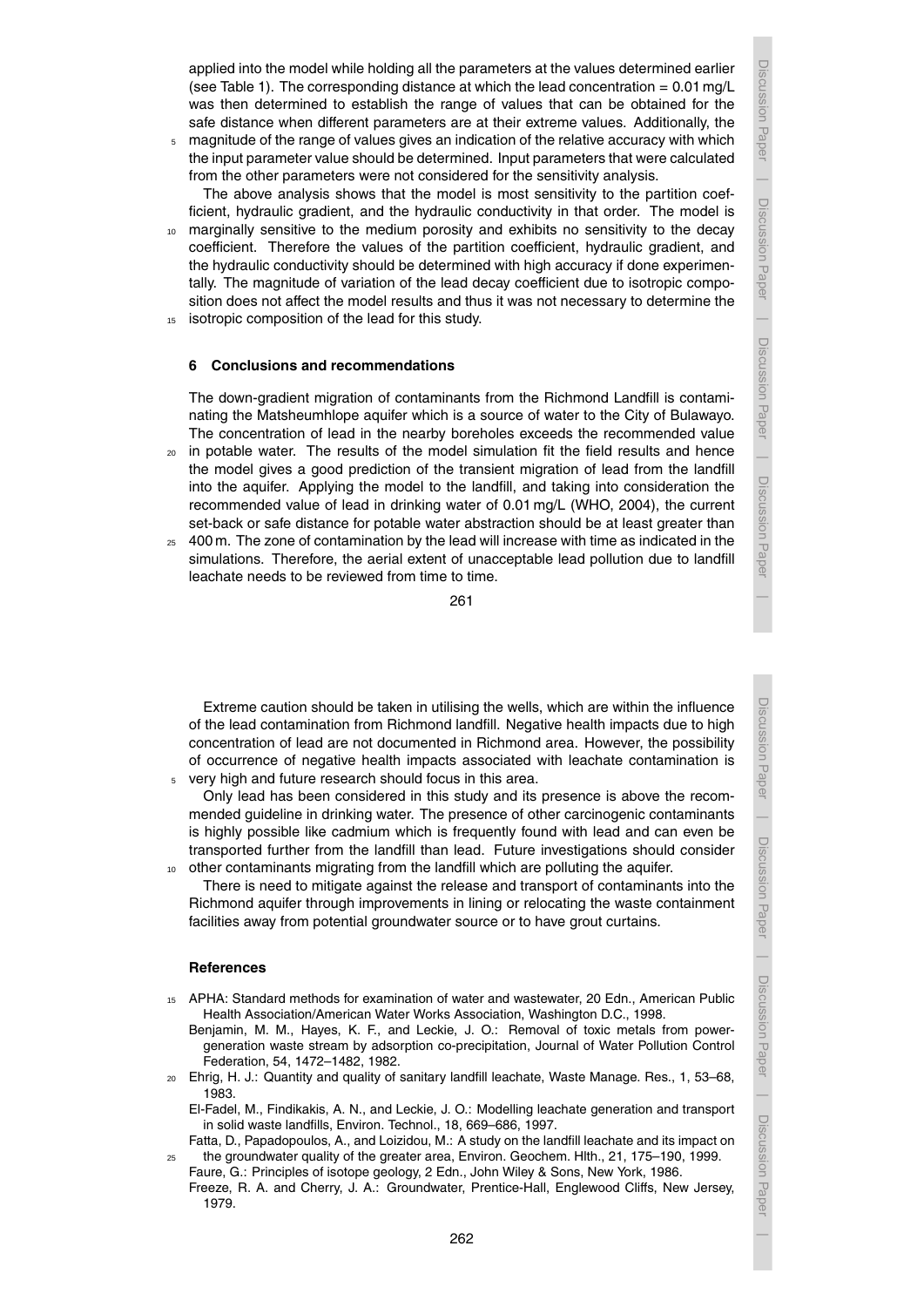applied into the model while holding all the parameters at the values determined earlier (see Table 1). The corresponding distance at which the lead concentration = 0.01 mg/L was then determined to establish the range of values that can be obtained for the safe distance when different parameters are at their extreme values. Additionally, the magnitude of the range of values gives an indication of the relative accuracy with which the input parameter value should be determined. Input parameters that were calculated from the other parameters were not considered for the sensitivity analysis.

The above analysis shows that the model is most sensitivity to the partition coefficient, hydraulic gradient, and the hydraulic conductivity in that order. The model is marginally sensitive to the medium porosity and exhibits no sensitivity to the decay coefficient. Therefore the values of the partition coefficient, hydraulic gradient, and the hydraulic conductivity should be determined with high accuracy if done experimentally. The magnitude of variation of the lead decay coefficient due to isotropic composition does not affect the model results and thus it was not necessary to determine the isotropic composition of the lead for this study.

## 6 Conclusions and recommendations

The down-gradient migration of contaminants from the Richmond Landfill is contaminating the Matsheumhlope aquifer which is a source of water to the City of Bulawayo. The concentration of lead in the nearby boreholes exceeds the recommended value in potable water. The results of the model simulation fit the field results and hence the model gives a good prediction of the transient migration of lead from the landfill into the aquifer. Applying the model to the landfill, and taking into consideration the recommended value of lead in drinking water of 0.01 mg/L (WHO, 2004), the current set-back or safe distance for potable water abstraction should be at least greater than 400 m. The zone of contamination by the lead will increase with time as indicated in the simulations. Therefore, the aerial extent of unacceptable lead pollution due to landfill leachate needs to be reviewed from time to time.

Extreme caution should be taken in utilising the wells, which are within the influence of the lead contamination from Richmond landfill. Negative health impacts due to high concentration of lead are not documented in Richmond area. However, the possibility of occurrence of negative health impacts associated with leachate contamination is very high and future research should focus in this area.

Only lead has been considered in this study and its presence is above the recommended guideline in drinking water. The presence of other carcinogenic contaminants is highly possible like cadmium which is frequently found with lead and can even be transported further from the landfill than lead. Future investigations should consider other contaminants migrating from the landfill which are polluting the aquifer.

There is need to mitigate against the release and transport of contaminants into the Richmond aquifer through improvements in lining or relocating the waste containment facilities away from potential groundwater source or to have grout curtains.

## References

APHA: Standard methods for examination of water and wastewater, 20 Edn., American Public Health Association/American Water Works Association, Washington D.C., 1998.

Benjamin, M. M., Hayes, K. F., and Leckie, J. O.: Removal of toxic metals from power-generation waste stream by adsorption co-precipitation, Journal of Water Pollution Control Federation, 54, 1472–1482, 1982.

Ehrig, H. J.: Quantity and quality of sanitary landfill leachate, Waste Manage. Res., 1, 53–68, 1983.

El-Fadel, M., Findikakis, A. N., and Leckie, J. O.: Modelling leachate generation and transport in solid waste landfills, Environ. Technol., 18, 669–686, 1997.

Fatta, D., Papadopoulos, A., and Loizidou, M.: A study on the landfill leachate and its impact on the groundwater quality of the greater area, Environ. Geochem. Hlth., 21, 175–190, 1999.

Faure, G.: Principles of isotope geology, 2 Edn., John Wiley & Sons, New York, 1986.

Freeze, R. A. and Cherry, J. A.: Groundwater, Prentice-Hall, Englewood Cliffs, New Jersey, 1979.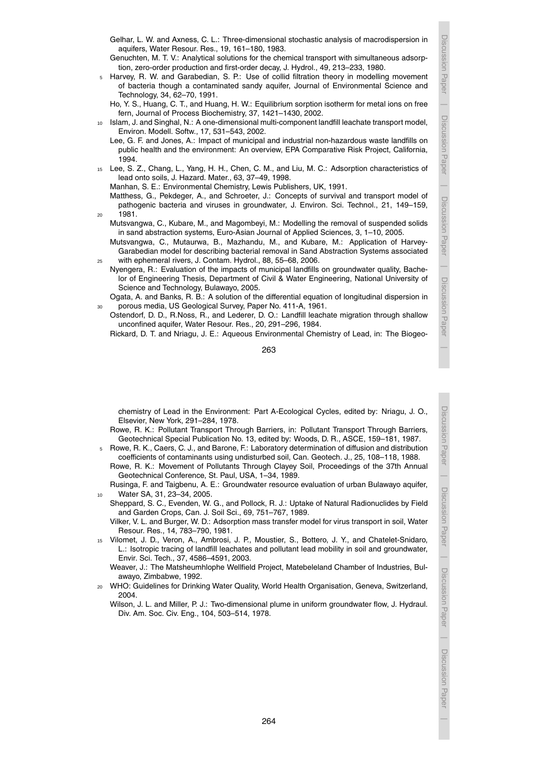Gelhar, L. W. and Axness, C. L.: Three-dimensional stochastic analysis of macrodispersion in aquifers, Water Resour. Res., 19, 161–180, 1983.

Genuchten, M. T. V.: Analytical solutions for the chemical transport with simultaneous adsorption, zero-order production and first-order decay, J. Hydrol., 49, 213–233, 1980.

Harvey, R. W. and Garabedian, S. P.: Use of collid filtration theory in modelling movement of bacteria though a contaminated sandy aquifer, Journal of Environmental Science and Technology, 34, 62–70, 1991.

Ho, Y. S., Huang, C. T., and Huang, H. W.: Equilibrium sorption isotherm for metal ions on free fern, Journal of Process Biochemistry, 37, 1421–1430, 2002.

Islam, J. and Singhal, N.: A one-dimensional multi-component landfill leachate transport model, Environ. Modell. Softw., 17, 531–543, 2002.

Lee, G. F. and Jones, A.: Impact of municipal and industrial non-hazardous waste landfills on public health and the environment: An overview, EPA Comparative Risk Project, California, 1994.

Lee, S. Z., Chang, L., Yang, H. H., Chen, C. M., and Liu, M. C.: Adsorption characteristics of lead onto soils, J. Hazard. Mater., 63, 37–49, 1998.

Manhan, S. E.: Environmental Chemistry, Lewis Publishers, UK, 1991.

Matthess, G., Pekdeger, A., and Schroeter, J.: Concepts of survival and transport model of pathogenic bacteria and viruses in groundwater, J. Environ. Sci. Technol., 21, 149–159, 1981.

Mutsvangwa, C., Kubare, M., and Magombeyi, M.: Modelling the removal of suspended solids in sand abstraction systems, Euro-Asian Journal of Applied Sciences, 3, 1–10, 2005.

Mutsvangwa, C., Mutaurwa, B., Mazhandu, M., and Kubare, M.: Application of Harvey-Garabedian model for describing bacterial removal in Sand Abstraction Systems associated with ephemeral rivers, J. Contam. Hydrol., 88, 55–68, 2006.

Nyengera, R.: Evaluation of the impacts of municipal landfills on groundwater quality, Bachelor of Engineering Thesis, Department of Civil & Water Engineering, National University of Science and Technology, Bulawayo, 2005.

Ogata, A. and Banks, R. B.: A solution of the differential equation of longitudinal dispersion in porous media, US Geological Survey, Paper No. 411-A, 1961.

Ostendorf, D. D., R.Noss, R., and Lederer, D. O.: Landfill leachate migration through shallow unconfined aquifer, Water Resour. Res., 20, 291–296, 1984.

Rickard, D. T. and Nriagu, J. E.: Aqueous Environmental Chemistry of Lead, in: The Biogeochemistry of Lead in the Environment: Part A-Ecological Cycles, edited by: Nriagu, J. O., Elsevier, New York, 291–284, 1978.

Rowe, R. K.: Pollutant Transport Through Barriers, in: Pollutant Transport Through Barriers, Geotechnical Special Publication No. 13, edited by: Woods, D. R., ASCE, 159–181, 1987.

Rowe, R. K., Caers, C. J., and Barone, F.: Laboratory determination of diffusion and distribution coefficients of contaminants using undisturbed soil, Can. Geotech. J., 25, 108–118, 1988.

Rowe, R. K.: Movement of Pollutants Through Clayey Soil, Proceedings of the 37th Annual Geotechnical Conference, St. Paul, USA, 1–34, 1989.

Rusinga, F. and Taigbenu, A. E.: Groundwater resource evaluation of urban Bulawayo aquifer, Water SA, 31, 23–34, 2005.

Sheppard, S. C., Evenden, W. G., and Pollock, R. J.: Uptake of Natural Radionuclides by Field and Garden Crops, Can. J. Soil Sci., 69, 751–767, 1989.

Vilker, V. L. and Burger, W. D.: Adsorption mass transfer model for virus transport in soil, Water Resour. Res., 14, 783–790, 1981.

Vilomet, J. D., Veron, A., Ambrosi, J. P., Moustier, S., Bottero, J. Y., and Chatelet-Snidaro, L.: Isotropic tracing of landfill leachates and pollutant lead mobility in soil and groundwater, Envir. Sci. Tech., 37, 4586–4591, 2003.

Weaver, J.: The Matsheumhlophe Wellfield Project, Matebeleland Chamber of Industries, Bulawayo, Zimbabwe, 1992.

WHO: Guidelines for Drinking Water Quality, World Health Organisation, Geneva, Switzerland, 2004.

Wilson, J. L. and Miller, P. J.: Two-dimensional plume in uniform groundwater flow, J. Hydraul. Div. Am. Soc. Civ. Eng., 104, 503–514, 1978.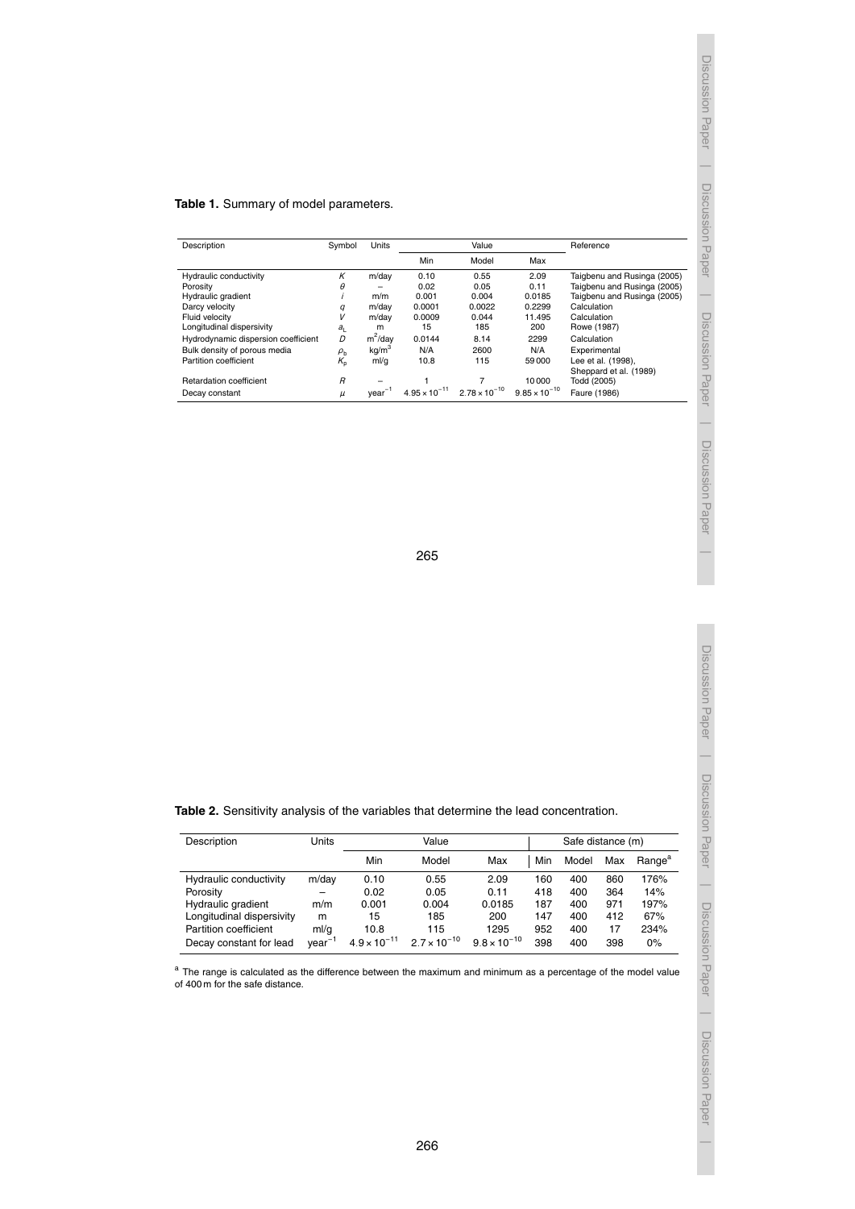**Table 1.** Summary of model parameters.

| Description | Symbol | Units | Value | | | Reference |
|---|---|---|---|---|---|---|
| | | | Min | Model | Max | |
| Hydraulic conductivity | $K$ | m/day | 0.10 | 0.55 | 2.09 | Taigbenu and Rusinga (2005) |
| Porosity | $\theta$ | – | 0.02 | 0.05 | 0.11 | Taigbenu and Rusinga (2005) |
| Hydraulic gradient | $i$ | m/m | 0.001 | 0.004 | 0.0185 | Taigbenu and Rusinga (2005) |
| Darcy velocity | $q$ | m/day | 0.0001 | 0.0022 | 0.2299 | Calculation |
| Fluid velocity | $V$ | m/day | 0.0009 | 0.044 | 11.495 | Calculation |
| Longitudinal dispersivity | $a_L$ | m | 15 | 185 | 200 | Rowe (1987) |
| Hydrodynamic dispersion coefficient | $D$ | $m^2$/day | 0.0144 | 8.14 | 2299 | Calculation |
| Bulk density of porous media | $\rho_b$ | $kg/m^3$ | N/A | 2600 | N/A | Experimental |
| Partition coefficient | $K_p$ | ml/g | 10.8 | 115 | 59 000 | Lee et al. (1998), Sheppard et al. (1989) |
| Retardation coefficient | $R$ | – | 1 | 7 | 10 000 | Todd (2005) |
| Decay constant | $\mu$ | $year^{-1}$ | $4.95 \times 10^{-11}$ | $2.78 \times 10^{-10}$ | $9.85 \times 10^{-10}$ | Faure (1986) |

**Table 2.** Sensitivity analysis of the variables that determine the lead concentration.

| Description | Units | Value | | | Safe distance (m) | | | |
|---|---|---|---|---|---|---|---|---|
| | | Min | Model | Max | Min | Model | Max | Range[a] |
| Hydraulic conductivity | m/day | 0.10 | 0.55 | 2.09 | 160 | 400 | 860 | 176% |
| Porosity | – | 0.02 | 0.05 | 0.11 | 418 | 400 | 364 | 14% |
| Hydraulic gradient | m/m | 0.001 | 0.004 | 0.0185 | 187 | 400 | 971 | 197% |
| Longitudinal dispersivity | m | 15 | 185 | 200 | 147 | 400 | 412 | 67% |
| Partition coefficient | ml/g | 10.8 | 115 | 1295 | 952 | 400 | 17 | 234% |
| Decay constant for lead | $year^{-1}$ | $4.9 \times 10^{-11}$ | $2.7 \times 10^{-10}$ | $9.8 \times 10^{-10}$ | 398 | 400 | 398 | 0% |

[a] The range is calculated as the difference between the maximum and minimum as a percentage of the model value of 400 m for the safe distance.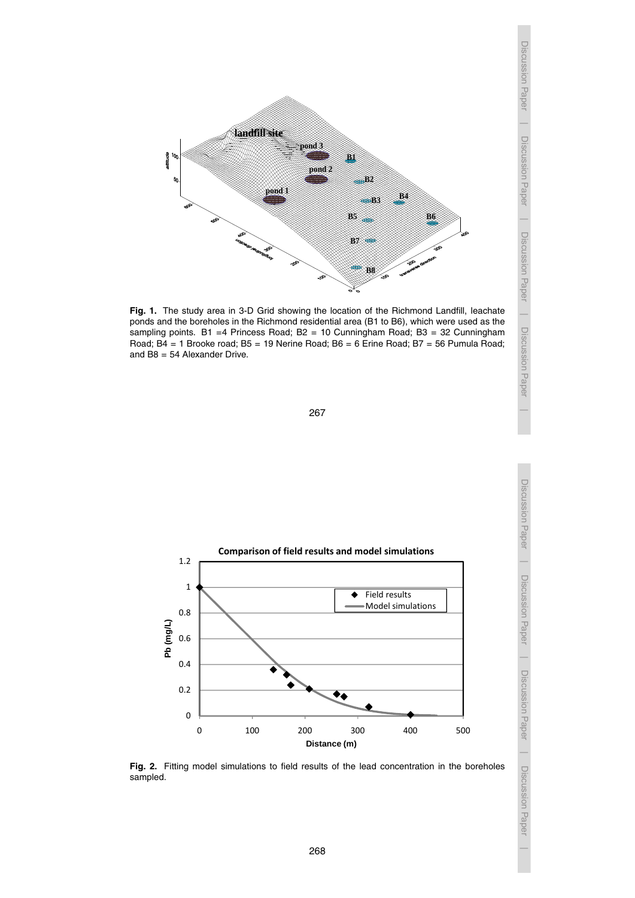**Fig. 1.** The study area in 3-D Grid showing the location of the Richmond Landfill, leachate ponds and the boreholes in the Richmond residential area (B1 to B6), which were used as the sampling points. B1 =4 Princess Road; B2 = 10 Cunningham Road; B3 = 32 Cunningham Road; B4 = 1 Brooke road; B5 = 19 Nerine Road; B6 = 6 Erine Road; B7 = 56 Pumula Road; and B8 = 54 Alexander Drive.

**Fig. 2.** Fitting model simulations to field results of the lead concentration in the boreholes sampled.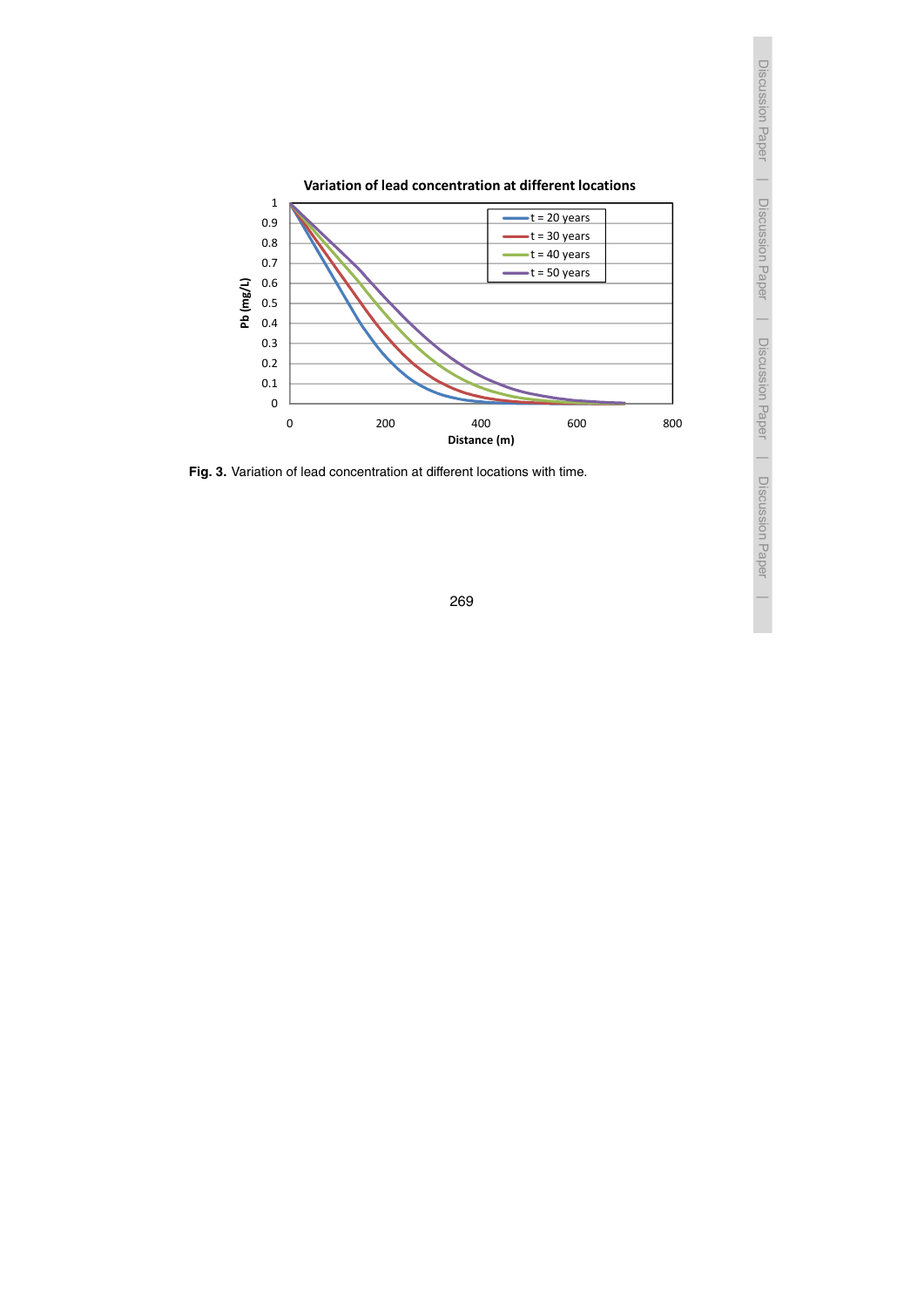Variation of lead concentration at different locations

Pb (mg/L)

1
0.9
0.8
0.7
0.6
0.5
0.4
0.3
0.2
0.1
0

0
200
400
600
800

Distance (m)

t = 20 years
t = 30 years
t = 40 years
t = 50 years

**Fig. 3.** Variation of lead concentration at different locations with time.